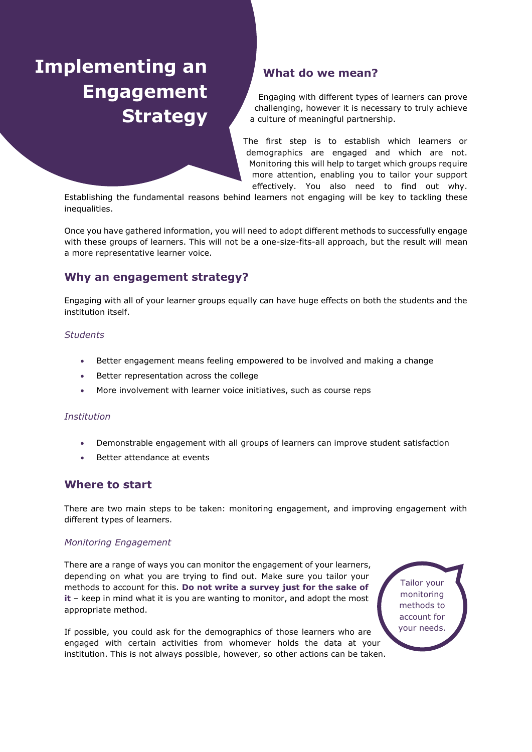# Implementing an Engagement Strategy

## What do we mean?

Engaging with different types of learners can prove challenging, however it is necessary to truly achieve a culture of meaningful partnership.

The first step is to establish which learners or demographics are engaged and which are not. Monitoring this will help to target which groups require more attention, enabling you to tailor your support effectively. You also need to find out why. Establishing the fundamental reasons behind learners not engaging will be key to tackling these inequalities.

Once you have gathered information, you will need to adopt different methods to successfully engage with these groups of learners. This will not be a one-size-fits-all approach, but the result will mean a more representative learner voice.

## Why an engagement strategy?

Engaging with all of your learner groups equally can have huge effects on both the students and the institution itself.

*Students*

- Better engagement means feeling empowered to be involved and making a change
- Better representation across the college
- More involvement with learner voice initiatives, such as course reps

*Institution*

- Demonstrable engagement with all groups of learners can improve student satisfaction
- Better attendance at events

## Where to start

There are two main steps to be taken: monitoring engagement, and improving engagement with different types of learners.

*Monitoring Engagement*

There are a range of ways you can monitor the engagement of your learners, depending on what you are trying to find out. Make sure you tailor your methods to account for this. **Do not write a survey just for the sake of it** – keep in mind what it is you are wanting to monitor, and adopt the most appropriate method.

Tailor your monitoring methods to account for your needs.

If possible, you could ask for the demographics of those learners who are engaged with certain activities from whomever holds the data at your institution. This is not always possible, however, so other actions can be taken.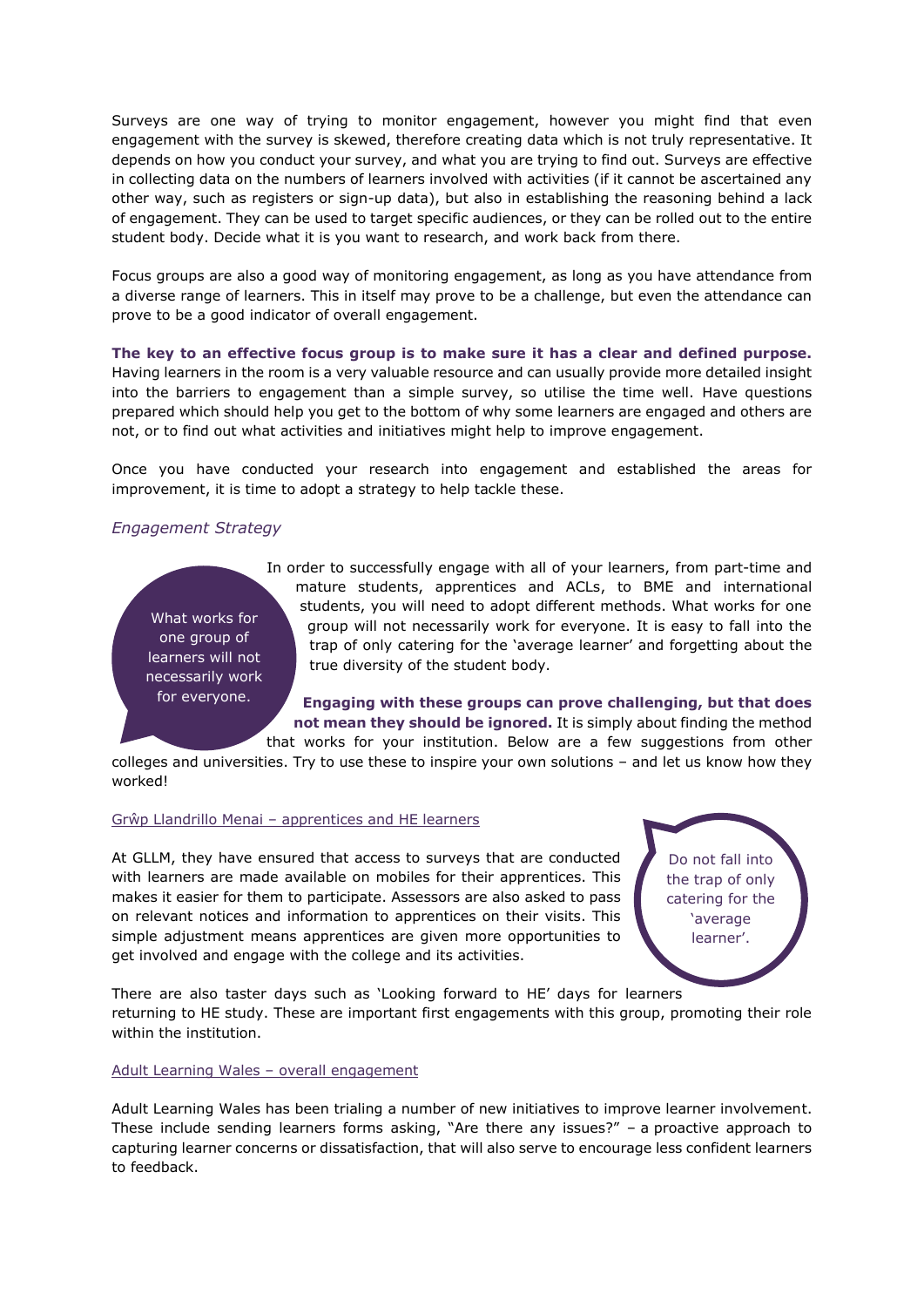Surveys are one way of trying to monitor engagement, however you might find that even engagement with the survey is skewed, therefore creating data which is not truly representative. It depends on how you conduct your survey, and what you are trying to find out. Surveys are effective in collecting data on the numbers of learners involved with activities (if it cannot be ascertained any other way, such as registers or sign-up data), but also in establishing the reasoning behind a lack of engagement. They can be used to target specific audiences, or they can be rolled out to the entire student body. Decide what it is you want to research, and work back from there.

Focus groups are also a good way of monitoring engagement, as long as you have attendance from a diverse range of learners. This in itself may prove to be a challenge, but even the attendance can prove to be a good indicator of overall engagement.

**The key to an effective focus group is to make sure it has a clear and defined purpose.** Having learners in the room is a very valuable resource and can usually provide more detailed insight into the barriers to engagement than a simple survey, so utilise the time well. Have questions prepared which should help you get to the bottom of why some learners are engaged and others are not, or to find out what activities and initiatives might help to improve engagement.

Once you have conducted your research into engagement and established the areas for improvement, it is time to adopt a strategy to help tackle these.

*Engagement Strategy*

What works for one group of learners will not necessarily work for everyone.

In order to successfully engage with all of your learners, from part-time and mature students, apprentices and ACLs, to BME and international students, you will need to adopt different methods. What works for one group will not necessarily work for everyone. It is easy to fall into the trap of only catering for the 'average learner' and forgetting about the true diversity of the student body.

**Engaging with these groups can prove challenging, but that does not mean they should be ignored.** It is simply about finding the method that works for your institution. Below are a few suggestions from other colleges and universities. Try to use these to inspire your own solutions – and let us know how they worked!

Grŵp Llandrillo Menai – apprentices and HE learners

At GLLM, they have ensured that access to surveys that are conducted with learners are made available on mobiles for their apprentices. This makes it easier for them to participate. Assessors are also asked to pass on relevant notices and information to apprentices on their visits. This simple adjustment means apprentices are given more opportunities to get involved and engage with the college and its activities.

Do not fall into the trap of only catering for the 'average learner'.

There are also taster days such as 'Looking forward to HE' days for learners returning to HE study. These are important first engagements with this group, promoting their role within the institution.

Adult Learning Wales – overall engagement

Adult Learning Wales has been trialing a number of new initiatives to improve learner involvement. These include sending learners forms asking, "Are there any issues?" – a proactive approach to capturing learner concerns or dissatisfaction, that will also serve to encourage less confident learners to feedback.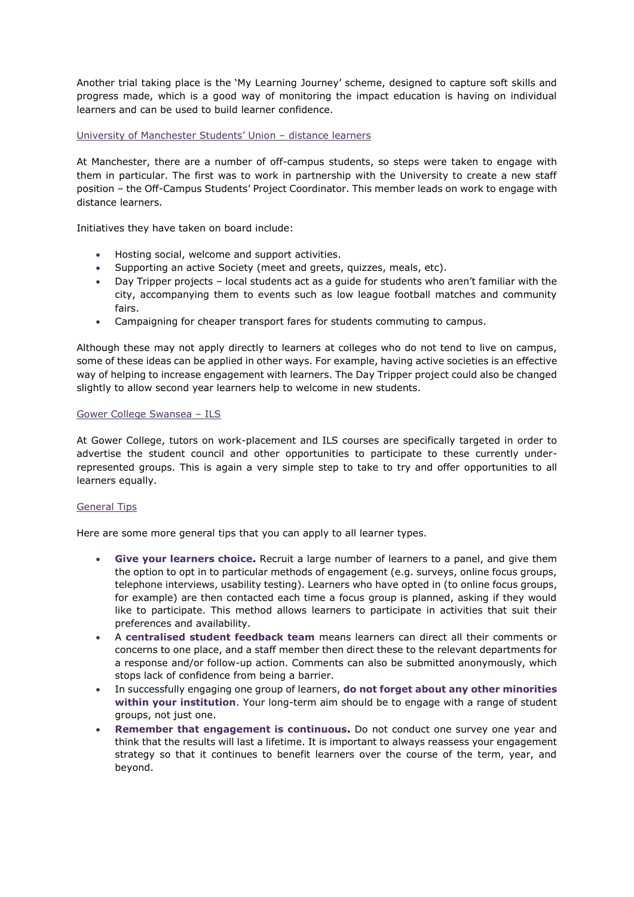Another trial taking place is the 'My Learning Journey' scheme, designed to capture soft skills and progress made, which is a good way of monitoring the impact education is having on individual learners and can be used to build learner confidence.

### University of Manchester Students' Union – distance learners

At Manchester, there are a number of off-campus students, so steps were taken to engage with them in particular. The first was to work in partnership with the University to create a new staff position – the Off-Campus Students' Project Coordinator. This member leads on work to engage with distance learners.

Initiatives they have taken on board include:

- Hosting social, welcome and support activities.
- Supporting an active Society (meet and greets, quizzes, meals, etc).
- Day Tripper projects – local students act as a guide for students who aren't familiar with the city, accompanying them to events such as low league football matches and community fairs.
- Campaigning for cheaper transport fares for students commuting to campus.

Although these may not apply directly to learners at colleges who do not tend to live on campus, some of these ideas can be applied in other ways. For example, having active societies is an effective way of helping to increase engagement with learners. The Day Tripper project could also be changed slightly to allow second year learners help to welcome in new students.

### Gower College Swansea – ILS

At Gower College, tutors on work-placement and ILS courses are specifically targeted in order to advertise the student council and other opportunities to participate to these currently under-represented groups. This is again a very simple step to take to try and offer opportunities to all learners equally.

### General Tips

Here are some more general tips that you can apply to all learner types.

- **Give your learners choice.** Recruit a large number of learners to a panel, and give them the option to opt in to particular methods of engagement (e.g. surveys, online focus groups, telephone interviews, usability testing). Learners who have opted in (to online focus groups, for example) are then contacted each time a focus group is planned, asking if they would like to participate. This method allows learners to participate in activities that suit their preferences and availability.
- A **centralised student feedback team** means learners can direct all their comments or concerns to one place, and a staff member then direct these to the relevant departments for a response and/or follow-up action. Comments can also be submitted anonymously, which stops lack of confidence from being a barrier.
- In successfully engaging one group of learners, **do not forget about any other minorities within your institution**. Your long-term aim should be to engage with a range of student groups, not just one.
- **Remember that engagement is continuous.** Do not conduct one survey one year and think that the results will last a lifetime. It is important to always reassess your engagement strategy so that it continues to benefit learners over the course of the term, year, and beyond.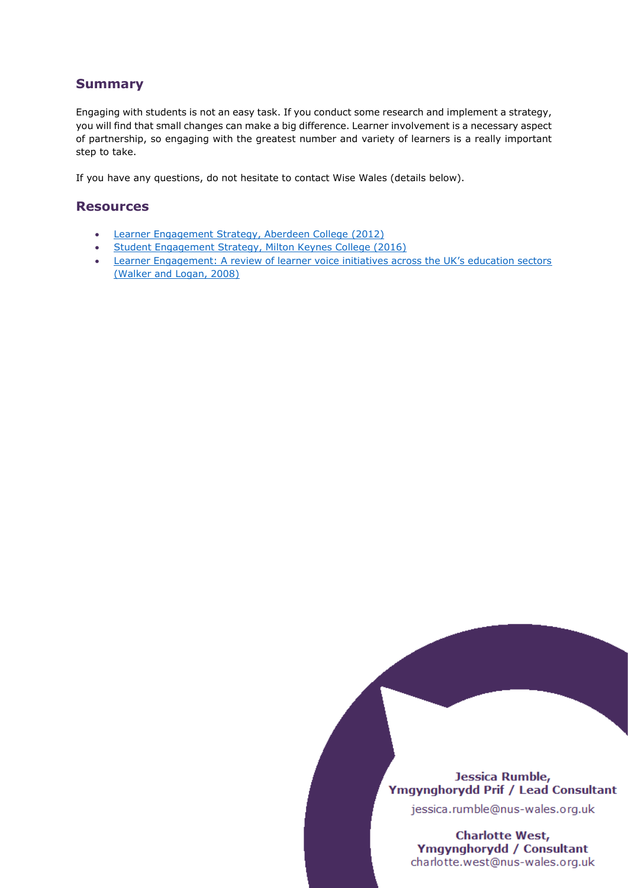## Summary

Engaging with students is not an easy task. If you conduct some research and implement a strategy, you will find that small changes can make a big difference. Learner involvement is a necessary aspect of partnership, so engaging with the greatest number and variety of learners is a really important step to take.

If you have any questions, do not hesitate to contact Wise Wales (details below).

## Resources

- Learner Engagement Strategy, Aberdeen College (2012)
- Student Engagement Strategy, Milton Keynes College (2016)
- Learner Engagement: A review of learner voice initiatives across the UK's education sectors (Walker and Logan, 2008)

**Jessica Rumble,**
**Ymgynghorydd Prif / Lead Consultant**
jessica.rumble@nus-wales.org.uk

**Charlotte West,**
**Ymgynghorydd / Consultant**
charlotte.west@nus-wales.org.uk